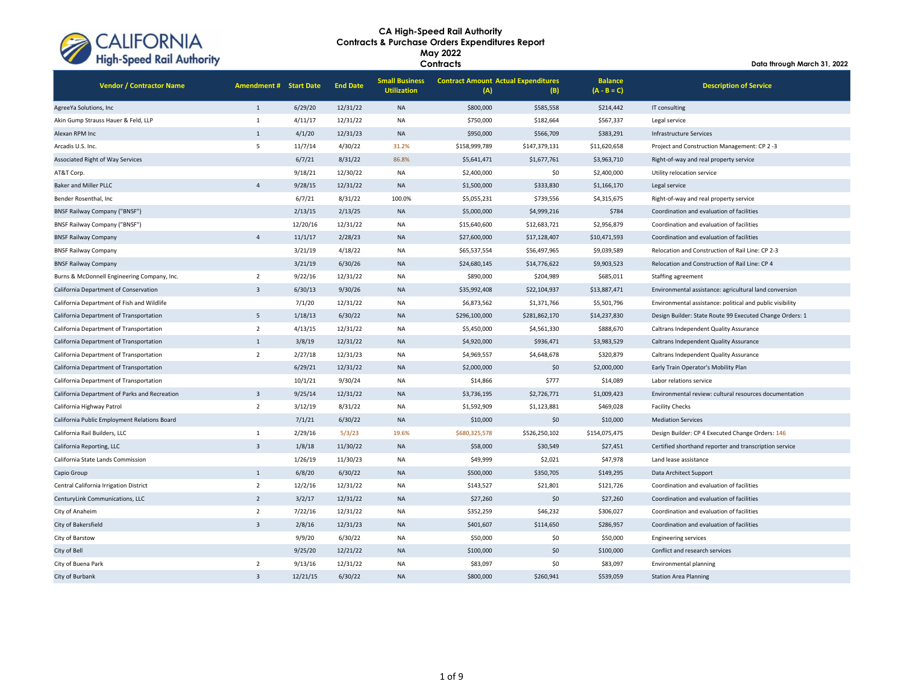# CA High-Speed Rail Authority
## Contracts & Purchase Orders Expenditures Report
## May 2022
## Contracts

Data through March 31, 2022

| Vendor / Contractor Name | Amendment # | Start Date | End Date | Small Business Utilization | Contract Amount (A) | Actual Expenditures (B) | Balance (A - B = C) | Description of Service |
|---|---|---|---|---|---|---|---|---|
| AgreeYa Solutions, Inc | 1 | 6/29/20 | 12/31/22 | NA | $800,000 | $585,558 | $214,442 | IT consulting |
| Akin Gump Strauss Hauer & Feld, LLP | 1 | 4/11/17 | 12/31/22 | NA | $750,000 | $182,664 | $567,337 | Legal service |
| Alexan RPM Inc | 1 | 4/1/20 | 12/31/23 | NA | $950,000 | $566,709 | $383,291 | Infrastructure Services |
| Arcadis U.S. Inc. | 5 | 11/7/14 | 4/30/22 | 31.2% | $158,999,789 | $147,379,131 | $11,620,658 | Project and Construction Management: CP 2 -3 |
| Associated Right of Way Services | | 6/7/21 | 8/31/22 | 86.8% | $5,641,471 | $1,677,761 | $3,963,710 | Right-of-way and real property service |
| AT&T Corp. | | 9/18/21 | 12/30/22 | NA | $2,400,000 | $0 | $2,400,000 | Utility relocation service |
| Baker and Miller PLLC | 4 | 9/28/15 | 12/31/22 | NA | $1,500,000 | $333,830 | $1,166,170 | Legal service |
| Bender Rosenthal, Inc | | 6/7/21 | 8/31/22 | 100.0% | $5,055,231 | $739,556 | $4,315,675 | Right-of-way and real property service |
| BNSF Railway Company ("BNSF") | | 2/13/15 | 2/13/25 | NA | $5,000,000 | $4,999,216 | $784 | Coordination and evaluation of facilities |
| BNSF Railway Company ("BNSF") | | 12/20/16 | 12/31/22 | NA | $15,640,600 | $12,683,721 | $2,956,879 | Coordination and evaluation of facilities |
| BNSF Railway Company | 4 | 11/1/17 | 2/28/23 | NA | $27,600,000 | $17,128,407 | $10,471,593 | Coordination and evaluation of facilities |
| BNSF Railway Company | | 3/21/19 | 4/18/22 | NA | $65,537,554 | $56,497,965 | $9,039,589 | Relocation and Construction of Rail Line: CP 2-3 |
| BNSF Railway Company | | 3/21/19 | 6/30/26 | NA | $24,680,145 | $14,776,622 | $9,903,523 | Relocation and Construction of Rail Line: CP 4 |
| Burns & McDonnell Engineering Company, Inc. | 2 | 9/22/16 | 12/31/22 | NA | $890,000 | $204,989 | $685,011 | Staffing agreement |
| California Department of Conservation | 3 | 6/30/13 | 9/30/26 | NA | $35,992,408 | $22,104,937 | $13,887,471 | Environmental assistance: agricultural land conversion |
| California Department of Fish and Wildlife | | 7/1/20 | 12/31/22 | NA | $6,873,562 | $1,371,766 | $5,501,796 | Environmental assistance: political and public visibility |
| California Department of Transportation | 5 | 1/18/13 | 6/30/22 | NA | $296,100,000 | $281,862,170 | $14,237,830 | Design Builder: State Route 99 Executed Change Orders: 1 |
| California Department of Transportation | 2 | 4/13/15 | 12/31/22 | NA | $5,450,000 | $4,561,330 | $888,670 | Caltrans Independent Quality Assurance |
| California Department of Transportation | 1 | 3/8/19 | 12/31/22 | NA | $4,920,000 | $936,471 | $3,983,529 | Caltrans Independent Quality Assurance |
| California Department of Transportation | 2 | 2/27/18 | 12/31/23 | NA | $4,969,557 | $4,648,678 | $320,879 | Caltrans Independent Quality Assurance |
| California Department of Transportation | | 6/29/21 | 12/31/22 | NA | $2,000,000 | $0 | $2,000,000 | Early Train Operator's Mobility Plan |
| California Department of Transportation | | 10/1/21 | 9/30/24 | NA | $14,866 | $777 | $14,089 | Labor relations service |
| California Department of Parks and Recreation | 3 | 9/25/14 | 12/31/22 | NA | $3,736,195 | $2,726,771 | $1,009,423 | Environmental review: cultural resources documentation |
| California Highway Patrol | 2 | 3/12/19 | 8/31/22 | NA | $1,592,909 | $1,123,881 | $469,028 | Facility Checks |
| California Public Employment Relations Board | | 7/1/21 | 6/30/22 | NA | $10,000 | $0 | $10,000 | Mediation Services |
| California Rail Builders, LLC | 1 | 2/29/16 | 5/3/23 | 19.6% | $680,325,578 | $526,250,102 | $154,075,475 | Design Builder: CP 4 Executed Change Orders: 146 |
| California Reporting, LLC | 3 | 1/8/18 | 11/30/22 | NA | $58,000 | $30,549 | $27,451 | Certified shorthand reporter and transcription service |
| California State Lands Commission | | 1/26/19 | 11/30/23 | NA | $49,999 | $2,021 | $47,978 | Land lease assistance |
| Capio Group | 1 | 6/8/20 | 6/30/22 | NA | $500,000 | $350,705 | $149,295 | Data Architect Support |
| Central California Irrigation District | 2 | 12/2/16 | 12/31/22 | NA | $143,527 | $21,801 | $121,726 | Coordination and evaluation of facilities |
| CenturyLink Communications, LLC | 2 | 3/2/17 | 12/31/22 | NA | $27,260 | $0 | $27,260 | Coordination and evaluation of facilities |
| City of Anaheim | 2 | 7/22/16 | 12/31/22 | NA | $352,259 | $46,232 | $306,027 | Coordination and evaluation of facilities |
| City of Bakersfield | 3 | 2/8/16 | 12/31/23 | NA | $401,607 | $114,650 | $286,957 | Coordination and evaluation of facilities |
| City of Barstow | | 9/9/20 | 6/30/22 | NA | $50,000 | $0 | $50,000 | Engineering services |
| City of Bell | | 9/25/20 | 12/21/22 | NA | $100,000 | $0 | $100,000 | Conflict and research services |
| City of Buena Park | 2 | 9/13/16 | 12/31/22 | NA | $83,097 | $0 | $83,097 | Environmental planning |
| City of Burbank | 3 | 12/21/15 | 6/30/22 | NA | $800,000 | $260,941 | $539,059 | Station Area Planning |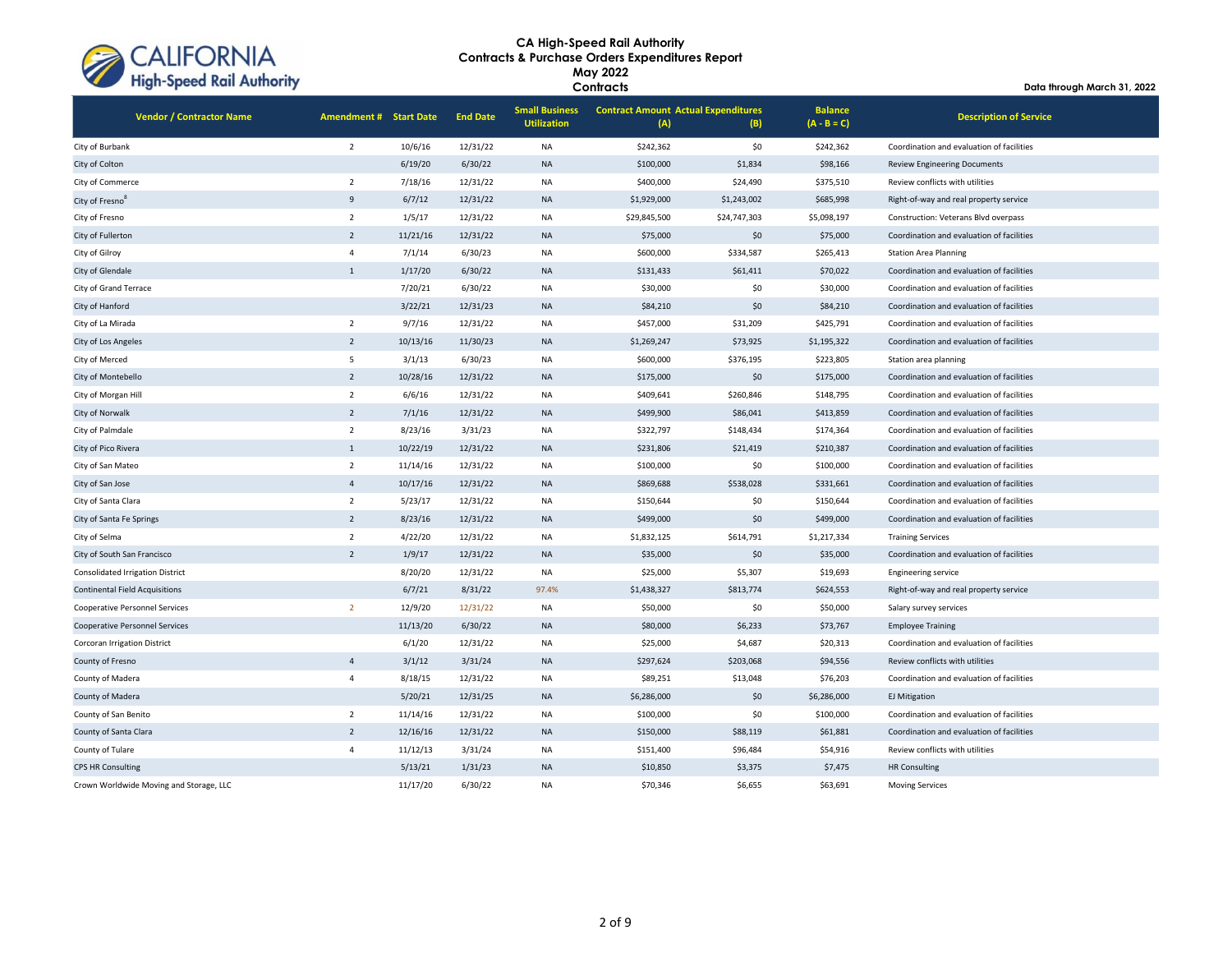# CA High-Speed Rail Authority
## Contracts & Purchase Orders Expenditures Report
## May 2022
## Contracts

Data through March 31, 2022

| Vendor / Contractor Name | Amendment # | Start Date | End Date | Small Business Utilization | Contract Amount (A) | Actual Expenditures (B) | Balance (A - B = C) | Description of Service |
|---|---|---|---|---|---|---|---|---|
| City of Burbank | 2 | 10/6/16 | 12/31/22 | NA | $242,362 | $0 | $242,362 | Coordination and evaluation of facilities |
| City of Colton | | 6/19/20 | 6/30/22 | NA | $100,000 | $1,834 | $98,166 | Review Engineering Documents |
| City of Commerce | 2 | 7/18/16 | 12/31/22 | NA | $400,000 | $24,490 | $375,510 | Review conflicts with utilities |
| City of Fresno[8] | 9 | 6/7/12 | 12/31/22 | NA | $1,929,000 | $1,243,002 | $685,998 | Right-of-way and real property service |
| City of Fresno | 2 | 1/5/17 | 12/31/22 | NA | $29,845,500 | $24,747,303 | $5,098,197 | Construction: Veterans Blvd overpass |
| City of Fullerton | 2 | 11/21/16 | 12/31/22 | NA | $75,000 | $0 | $75,000 | Coordination and evaluation of facilities |
| City of Gilroy | 4 | 7/1/14 | 6/30/23 | NA | $600,000 | $334,587 | $265,413 | Station Area Planning |
| City of Glendale | 1 | 1/17/20 | 6/30/22 | NA | $131,433 | $61,411 | $70,022 | Coordination and evaluation of facilities |
| City of Grand Terrace | | 7/20/21 | 6/30/22 | NA | $30,000 | $0 | $30,000 | Coordination and evaluation of facilities |
| City of Hanford | | 3/22/21 | 12/31/23 | NA | $84,210 | $0 | $84,210 | Coordination and evaluation of facilities |
| City of La Mirada | 2 | 9/7/16 | 12/31/22 | NA | $457,000 | $31,209 | $425,791 | Coordination and evaluation of facilities |
| City of Los Angeles | 2 | 10/13/16 | 11/30/23 | NA | $1,269,247 | $73,925 | $1,195,322 | Coordination and evaluation of facilities |
| City of Merced | 5 | 3/1/13 | 6/30/23 | NA | $600,000 | $376,195 | $223,805 | Station area planning |
| City of Montebello | 2 | 10/28/16 | 12/31/22 | NA | $175,000 | $0 | $175,000 | Coordination and evaluation of facilities |
| City of Morgan Hill | 2 | 6/6/16 | 12/31/22 | NA | $409,641 | $260,846 | $148,795 | Coordination and evaluation of facilities |
| City of Norwalk | 2 | 7/1/16 | 12/31/22 | NA | $499,900 | $86,041 | $413,859 | Coordination and evaluation of facilities |
| City of Palmdale | 2 | 8/23/16 | 3/31/23 | NA | $322,797 | $148,434 | $174,364 | Coordination and evaluation of facilities |
| City of Pico Rivera | 1 | 10/22/19 | 12/31/22 | NA | $231,806 | $21,419 | $210,387 | Coordination and evaluation of facilities |
| City of San Mateo | 2 | 11/14/16 | 12/31/22 | NA | $100,000 | $0 | $100,000 | Coordination and evaluation of facilities |
| City of San Jose | 4 | 10/17/16 | 12/31/22 | NA | $869,688 | $538,028 | $331,661 | Coordination and evaluation of facilities |
| City of Santa Clara | 2 | 5/23/17 | 12/31/22 | NA | $150,644 | $0 | $150,644 | Coordination and evaluation of facilities |
| City of Santa Fe Springs | 2 | 8/23/16 | 12/31/22 | NA | $499,000 | $0 | $499,000 | Coordination and evaluation of facilities |
| City of Selma | 2 | 4/22/20 | 12/31/22 | NA | $1,832,125 | $614,791 | $1,217,334 | Training Services |
| City of South San Francisco | 2 | 1/9/17 | 12/31/22 | NA | $35,000 | $0 | $35,000 | Coordination and evaluation of facilities |
| Consolidated Irrigation District | | 8/20/20 | 12/31/22 | NA | $25,000 | $5,307 | $19,693 | Engineering service |
| Continental Field Acquisitions | | 6/7/21 | 8/31/22 | 97.4% | $1,438,327 | $813,774 | $624,553 | Right-of-way and real property service |
| Cooperative Personnel Services | 2 | 12/9/20 | 12/31/22 | NA | $50,000 | $0 | $50,000 | Salary survey services |
| Cooperative Personnel Services | | 11/13/20 | 6/30/22 | NA | $80,000 | $6,233 | $73,767 | Employee Training |
| Corcoran Irrigation District | | 6/1/20 | 12/31/22 | NA | $25,000 | $4,687 | $20,313 | Coordination and evaluation of facilities |
| County of Fresno | 4 | 3/1/12 | 3/31/24 | NA | $297,624 | $203,068 | $94,556 | Review conflicts with utilities |
| County of Madera | 4 | 8/18/15 | 12/31/22 | NA | $89,251 | $13,048 | $76,203 | Coordination and evaluation of facilities |
| County of Madera | | 5/20/21 | 12/31/25 | NA | $6,286,000 | $0 | $6,286,000 | EJ Mitigation |
| County of San Benito | 2 | 11/14/16 | 12/31/22 | NA | $100,000 | $0 | $100,000 | Coordination and evaluation of facilities |
| County of Santa Clara | 2 | 12/16/16 | 12/31/22 | NA | $150,000 | $88,119 | $61,881 | Coordination and evaluation of facilities |
| County of Tulare | 4 | 11/12/13 | 3/31/24 | NA | $151,400 | $96,484 | $54,916 | Review conflicts with utilities |
| CPS HR Consulting | | 5/13/21 | 1/31/23 | NA | $10,850 | $3,375 | $7,475 | HR Consulting |
| Crown Worldwide Moving and Storage, LLC | | 11/17/20 | 6/30/22 | NA | $70,346 | $6,655 | $63,691 | Moving Services |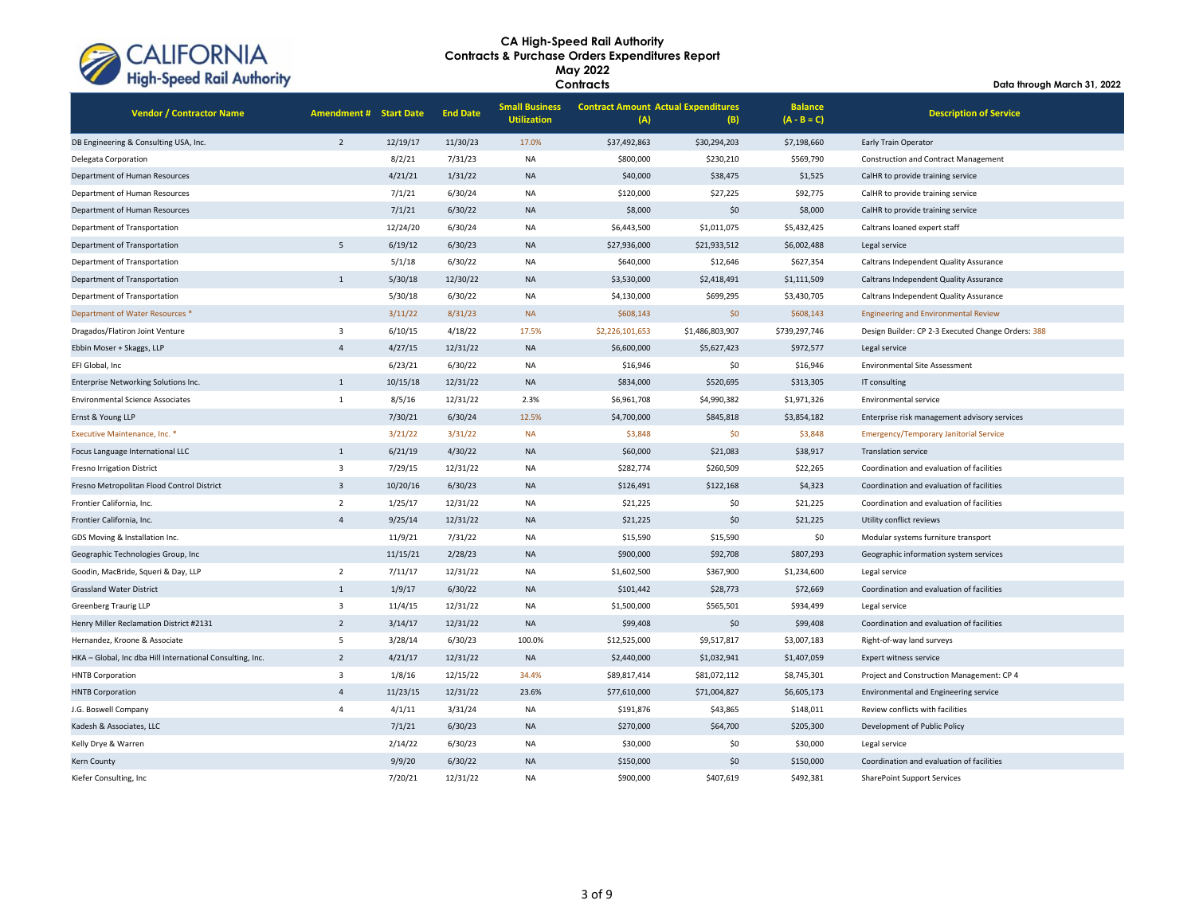# CA High-Speed Rail Authority
## Contracts & Purchase Orders Expenditures Report
### May 2022
### Contracts

Data through March 31, 2022

| Vendor / Contractor Name | Amendment # | Start Date | End Date | Small Business Utilization | Contract Amount (A) | Actual Expenditures (B) | Balance (A - B = C) | Description of Service |
|---|---|---|---|---|---|---|---|---|
| DB Engineering & Consulting USA, Inc. | 2 | 12/19/17 | 11/30/23 | 17.0% | $37,492,863 | $30,294,203 | $7,198,660 | Early Train Operator |
| Delegata Corporation | | 8/2/21 | 7/31/23 | NA | $800,000 | $230,210 | $569,790 | Construction and Contract Management |
| Department of Human Resources | | 4/21/21 | 1/31/22 | NA | $40,000 | $38,475 | $1,525 | CalHR to provide training service |
| Department of Human Resources | | 7/1/21 | 6/30/24 | NA | $120,000 | $27,225 | $92,775 | CalHR to provide training service |
| Department of Human Resources | | 7/1/21 | 6/30/22 | NA | $8,000 | $0 | $8,000 | CalHR to provide training service |
| Department of Transportation | | 12/24/20 | 6/30/24 | NA | $6,443,500 | $1,011,075 | $5,432,425 | Caltrans loaned expert staff |
| Department of Transportation | 5 | 6/19/12 | 6/30/23 | NA | $27,936,000 | $21,933,512 | $6,002,488 | Legal service |
| Department of Transportation | | 5/1/18 | 6/30/22 | NA | $640,000 | $12,646 | $627,354 | Caltrans Independent Quality Assurance |
| Department of Transportation | 1 | 5/30/18 | 12/30/22 | NA | $3,530,000 | $2,418,491 | $1,111,509 | Caltrans Independent Quality Assurance |
| Department of Transportation | | 5/30/18 | 6/30/22 | NA | $4,130,000 | $699,295 | $3,430,705 | Caltrans Independent Quality Assurance |
| Department of Water Resources * | | 3/11/22 | 8/31/23 | NA | $608,143 | $0 | $608,143 | Engineering and Environmental Review |
| Dragados/Flatiron Joint Venture | 3 | 6/10/15 | 4/18/22 | 17.5% | $2,226,101,653 | $1,486,803,907 | $739,297,746 | Design Builder: CP 2-3 Executed Change Orders: 388 |
| Ebbin Moser + Skaggs, LLP | 4 | 4/27/15 | 12/31/22 | NA | $6,600,000 | $5,627,423 | $972,577 | Legal service |
| EFI Global, Inc | | 6/23/21 | 6/30/22 | NA | $16,946 | $0 | $16,946 | Environmental Site Assessment |
| Enterprise Networking Solutions Inc. | 1 | 10/15/18 | 12/31/22 | NA | $834,000 | $520,695 | $313,305 | IT consulting |
| Environmental Science Associates | 1 | 8/5/16 | 12/31/22 | 2.3% | $6,961,708 | $4,990,382 | $1,971,326 | Environmental service |
| Ernst & Young LLP | | 7/30/21 | 6/30/24 | 12.5% | $4,700,000 | $845,818 | $3,854,182 | Enterprise risk management advisory services |
| Executive Maintenance, Inc. * | | 3/21/22 | 3/31/22 | NA | $3,848 | $0 | $3,848 | Emergency/Temporary Janitorial Service |
| Focus Language International LLC | 1 | 6/21/19 | 4/30/22 | NA | $60,000 | $21,083 | $38,917 | Translation service |
| Fresno Irrigation District | 3 | 7/29/15 | 12/31/22 | NA | $282,774 | $260,509 | $22,265 | Coordination and evaluation of facilities |
| Fresno Metropolitan Flood Control District | 3 | 10/20/16 | 6/30/23 | NA | $126,491 | $122,168 | $4,323 | Coordination and evaluation of facilities |
| Frontier California, Inc. | 2 | 1/25/17 | 12/31/22 | NA | $21,225 | $0 | $21,225 | Coordination and evaluation of facilities |
| Frontier California, Inc. | 4 | 9/25/14 | 12/31/22 | NA | $21,225 | $0 | $21,225 | Utility conflict reviews |
| GDS Moving & Installation Inc. | | 11/9/21 | 7/31/22 | NA | $15,590 | $15,590 | $0 | Modular systems furniture transport |
| Geographic Technologies Group, Inc | | 11/15/21 | 2/28/23 | NA | $900,000 | $92,708 | $807,293 | Geographic information system services |
| Goodin, MacBride, Squeri & Day, LLP | 2 | 7/11/17 | 12/31/22 | NA | $1,602,500 | $367,900 | $1,234,600 | Legal service |
| Grassland Water District | 1 | 1/9/17 | 6/30/22 | NA | $101,442 | $28,773 | $72,669 | Coordination and evaluation of facilities |
| Greenberg Traurig LLP | 3 | 11/4/15 | 12/31/22 | NA | $1,500,000 | $565,501 | $934,499 | Legal service |
| Henry Miller Reclamation District #2131 | 2 | 3/14/17 | 12/31/22 | NA | $99,408 | $0 | $99,408 | Coordination and evaluation of facilities |
| Hernandez, Kroone & Associate | 5 | 3/28/14 | 6/30/23 | 100.0% | $12,525,000 | $9,517,817 | $3,007,183 | Right-of-way land surveys |
| HKA – Global, Inc dba Hill International Consulting, Inc. | 2 | 4/21/17 | 12/31/22 | NA | $2,440,000 | $1,032,941 | $1,407,059 | Expert witness service |
| HNTB Corporation | 3 | 1/8/16 | 12/15/22 | 34.4% | $89,817,414 | $81,072,112 | $8,745,301 | Project and Construction Management: CP 4 |
| HNTB Corporation | 4 | 11/23/15 | 12/31/22 | 23.6% | $77,610,000 | $71,004,827 | $6,605,173 | Environmental and Engineering service |
| J.G. Boswell Company | 4 | 4/1/11 | 3/31/24 | NA | $191,876 | $43,865 | $148,011 | Review conflicts with facilities |
| Kadesh & Associates, LLC | | 7/1/21 | 6/30/23 | NA | $270,000 | $64,700 | $205,300 | Development of Public Policy |
| Kelly Drye & Warren | | 2/14/22 | 6/30/23 | NA | $30,000 | $0 | $30,000 | Legal service |
| Kern County | | 9/9/20 | 6/30/22 | NA | $150,000 | $0 | $150,000 | Coordination and evaluation of facilities |
| Kiefer Consulting, Inc | | 7/20/21 | 12/31/22 | NA | $900,000 | $407,619 | $492,381 | SharePoint Support Services |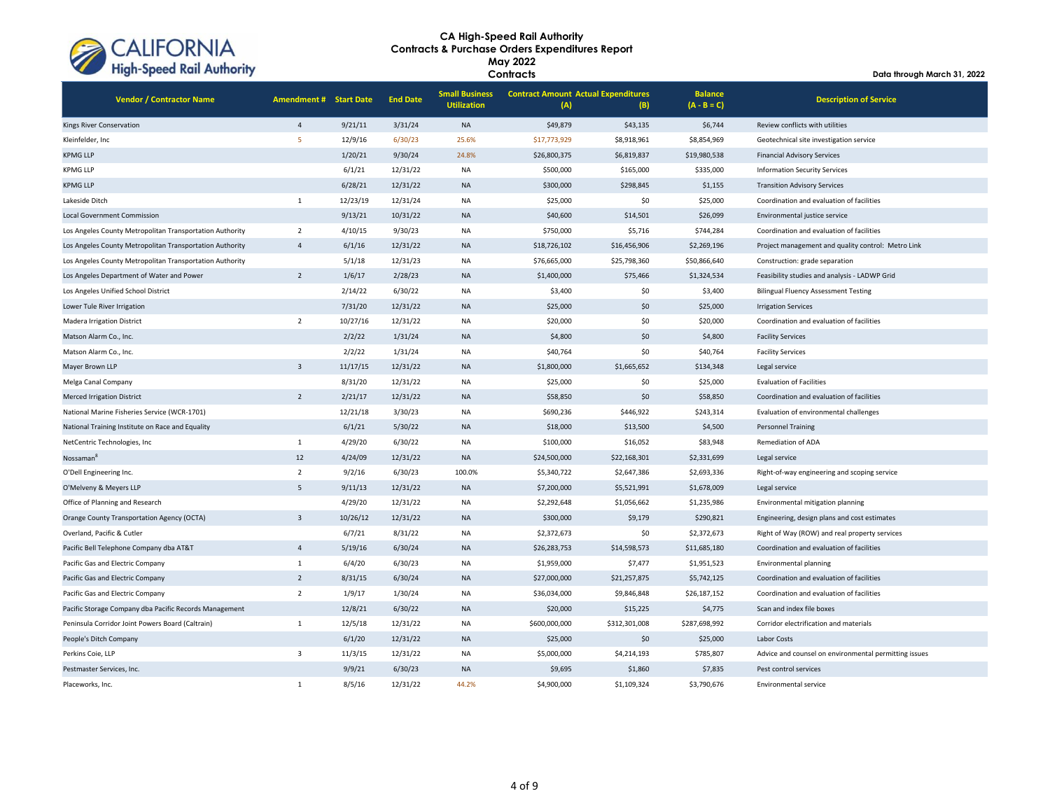# CA High-Speed Rail Authority
## Contracts & Purchase Orders Expenditures Report
### May 2022
### Contracts

Data through March 31, 2022

| Vendor / Contractor Name | Amendment # | Start Date | End Date | Small Business Utilization | Contract Amount (A) | Actual Expenditures (B) | Balance (A - B = C) | Description of Service |
|---|---|---|---|---|---|---|---|---|
| Kings River Conservation | 4 | 9/21/11 | 3/31/24 | NA | $49,879 | $43,135 | $6,744 | Review conflicts with utilities |
| Kleinfelder, Inc | 5 | 12/9/16 | 6/30/23 | 25.6% | $17,773,929 | $8,918,961 | $8,854,969 | Geotechnical site investigation service |
| KPMG LLP | | 1/20/21 | 9/30/24 | 24.8% | $26,800,375 | $6,819,837 | $19,980,538 | Financial Advisory Services |
| KPMG LLP | | 6/1/21 | 12/31/22 | NA | $500,000 | $165,000 | $335,000 | Information Security Services |
| KPMG LLP | | 6/28/21 | 12/31/22 | NA | $300,000 | $298,845 | $1,155 | Transition Advisory Services |
| Lakeside Ditch | 1 | 12/23/19 | 12/31/24 | NA | $25,000 | $0 | $25,000 | Coordination and evaluation of facilities |
| Local Government Commission | | 9/13/21 | 10/31/22 | NA | $40,600 | $14,501 | $26,099 | Environmental justice service |
| Los Angeles County Metropolitan Transportation Authority | 2 | 4/10/15 | 9/30/23 | NA | $750,000 | $5,716 | $744,284 | Coordination and evaluation of facilities |
| Los Angeles County Metropolitan Transportation Authority | 4 | 6/1/16 | 12/31/22 | NA | $18,726,102 | $16,456,906 | $2,269,196 | Project management and quality control: Metro Link |
| Los Angeles County Metropolitan Transportation Authority | | 5/1/18 | 12/31/23 | NA | $76,665,000 | $25,798,360 | $50,866,640 | Construction: grade separation |
| Los Angeles Department of Water and Power | 2 | 1/6/17 | 2/28/23 | NA | $1,400,000 | $75,466 | $1,324,534 | Feasibility studies and analysis - LADWP Grid |
| Los Angeles Unified School District | | 2/14/22 | 6/30/22 | NA | $3,400 | $0 | $3,400 | Bilingual Fluency Assessment Testing |
| Lower Tule River Irrigation | | 7/31/20 | 12/31/22 | NA | $25,000 | $0 | $25,000 | Irrigation Services |
| Madera Irrigation District | 2 | 10/27/16 | 12/31/22 | NA | $20,000 | $0 | $20,000 | Coordination and evaluation of facilities |
| Matson Alarm Co., Inc. | | 2/2/22 | 1/31/24 | NA | $4,800 | $0 | $4,800 | Facility Services |
| Matson Alarm Co., Inc. | | 2/2/22 | 1/31/24 | NA | $40,764 | $0 | $40,764 | Facility Services |
| Mayer Brown LLP | 3 | 11/17/15 | 12/31/22 | NA | $1,800,000 | $1,665,652 | $134,348 | Legal service |
| Melga Canal Company | | 8/31/20 | 12/31/22 | NA | $25,000 | $0 | $25,000 | Evaluation of Facilities |
| Merced Irrigation District | 2 | 2/21/17 | 12/31/22 | NA | $58,850 | $0 | $58,850 | Coordination and evaluation of facilities |
| National Marine Fisheries Service (WCR-1701) | | 12/21/18 | 3/30/23 | NA | $690,236 | $446,922 | $243,314 | Evaluation of environmental challenges |
| National Training Institute on Race and Equality | | 6/1/21 | 5/30/22 | NA | $18,000 | $13,500 | $4,500 | Personnel Training |
| NetCentric Technologies, Inc | 1 | 4/29/20 | 6/30/22 | NA | $100,000 | $16,052 | $83,948 | Remediation of ADA |
| Nossaman[8] | 12 | 4/24/09 | 12/31/22 | NA | $24,500,000 | $22,168,301 | $2,331,699 | Legal service |
| O'Dell Engineering Inc. | 2 | 9/2/16 | 6/30/23 | 100.0% | $5,340,722 | $2,647,386 | $2,693,336 | Right-of-way engineering and scoping service |
| O'Melveny & Meyers LLP | 5 | 9/11/13 | 12/31/22 | NA | $7,200,000 | $5,521,991 | $1,678,009 | Legal service |
| Office of Planning and Research | | 4/29/20 | 12/31/22 | NA | $2,292,648 | $1,056,662 | $1,235,986 | Environmental mitigation planning |
| Orange County Transportation Agency (OCTA) | 3 | 10/26/12 | 12/31/22 | NA | $300,000 | $9,179 | $290,821 | Engineering, design plans and cost estimates |
| Overland, Pacific & Cutler | | 6/7/21 | 8/31/22 | NA | $2,372,673 | $0 | $2,372,673 | Right of Way (ROW) and real property services |
| Pacific Bell Telephone Company dba AT&T | 4 | 5/19/16 | 6/30/24 | NA | $26,283,753 | $14,598,573 | $11,685,180 | Coordination and evaluation of facilities |
| Pacific Gas and Electric Company | 1 | 6/4/20 | 6/30/23 | NA | $1,959,000 | $7,477 | $1,951,523 | Environmental planning |
| Pacific Gas and Electric Company | 2 | 8/31/15 | 6/30/24 | NA | $27,000,000 | $21,257,875 | $5,742,125 | Coordination and evaluation of facilities |
| Pacific Gas and Electric Company | 2 | 1/9/17 | 1/30/24 | NA | $36,034,000 | $9,846,848 | $26,187,152 | Coordination and evaluation of facilities |
| Pacific Storage Company dba Pacific Records Management | | 12/8/21 | 6/30/22 | NA | $20,000 | $15,225 | $4,775 | Scan and index file boxes |
| Peninsula Corridor Joint Powers Board (Caltrain) | 1 | 12/5/18 | 12/31/22 | NA | $600,000,000 | $312,301,008 | $287,698,992 | Corridor electrification and materials |
| People's Ditch Company | | 6/1/20 | 12/31/22 | NA | $25,000 | $0 | $25,000 | Labor Costs |
| Perkins Coie, LLP | 3 | 11/3/15 | 12/31/22 | NA | $5,000,000 | $4,214,193 | $785,807 | Advice and counsel on environmental permitting issues |
| Pestmaster Services, Inc. | | 9/9/21 | 6/30/23 | NA | $9,695 | $1,860 | $7,835 | Pest control services |
| Placeworks, Inc. | 1 | 8/5/16 | 12/31/22 | 44.2% | $4,900,000 | $1,109,324 | $3,790,676 | Environmental service |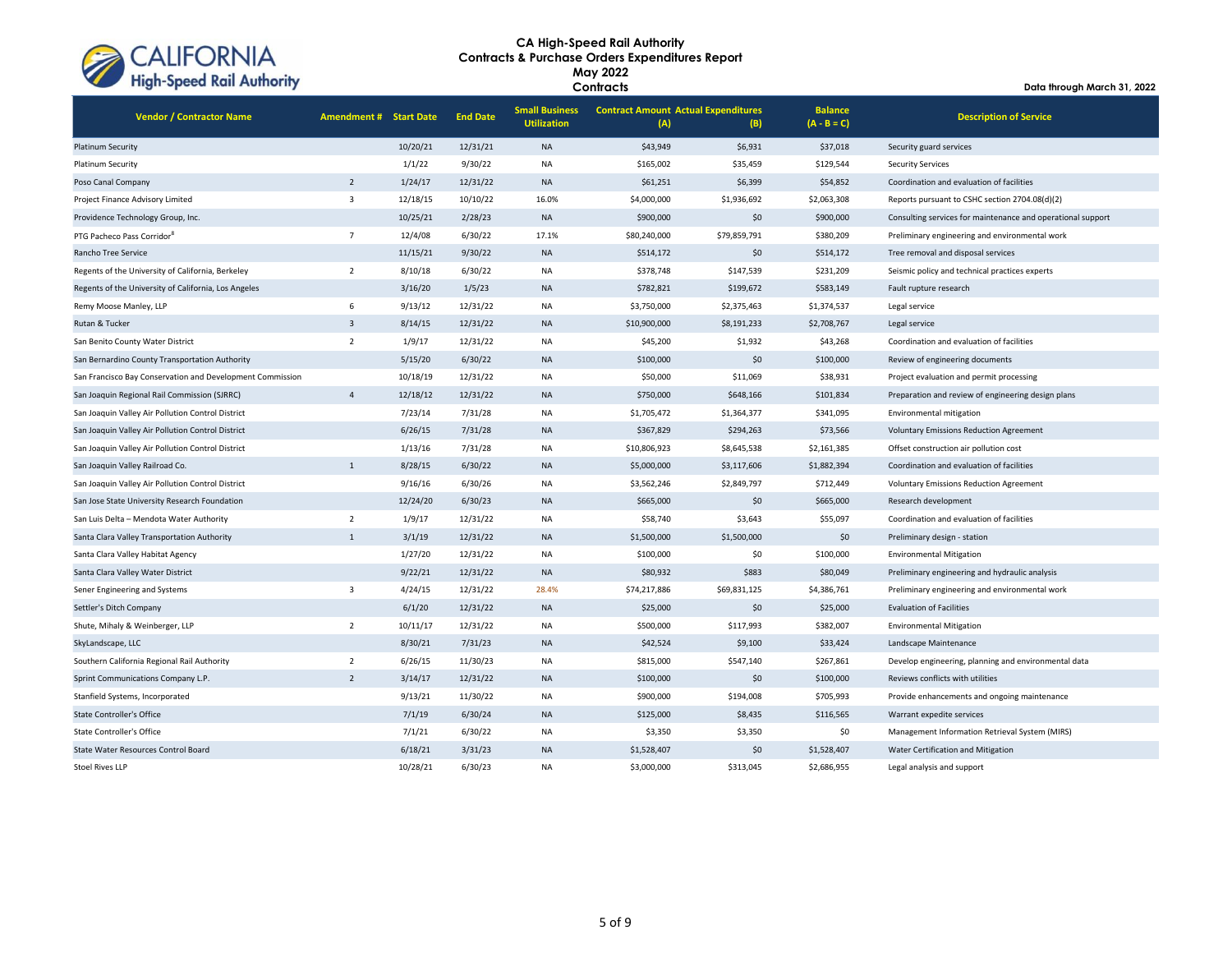# CA High-Speed Rail Authority
## Contracts & Purchase Orders Expenditures Report
## May 2022
## Contracts

Data through March 31, 2022

| Vendor / Contractor Name | Amendment # | Start Date | End Date | Small Business Utilization | Contract Amount (A) | Actual Expenditures (B) | Balance (A - B = C) | Description of Service |
|---|---|---|---|---|---|---|---|---|
| Platinum Security | | 10/20/21 | 12/31/21 | NA | $43,949 | $6,931 | $37,018 | Security guard services |
| Platinum Security | | 1/1/22 | 9/30/22 | NA | $165,002 | $35,459 | $129,544 | Security Services |
| Poso Canal Company | 2 | 1/24/17 | 12/31/22 | NA | $61,251 | $6,399 | $54,852 | Coordination and evaluation of facilities |
| Project Finance Advisory Limited | 3 | 12/18/15 | 10/10/22 | 16.0% | $4,000,000 | $1,936,692 | $2,063,308 | Reports pursuant to CSHC section 2704.08(d)(2) |
| Providence Technology Group, Inc. | | 10/25/21 | 2/28/23 | NA | $900,000 | $0 | $900,000 | Consulting services for maintenance and operational support |
| PTG Pacheco Pass Corridor[8] | 7 | 12/4/08 | 6/30/22 | 17.1% | $80,240,000 | $79,859,791 | $380,209 | Preliminary engineering and environmental work |
| Rancho Tree Service | | 11/15/21 | 9/30/22 | NA | $514,172 | $0 | $514,172 | Tree removal and disposal services |
| Regents of the University of California, Berkeley | 2 | 8/10/18 | 6/30/22 | NA | $378,748 | $147,539 | $231,209 | Seismic policy and technical practices experts |
| Regents of the University of California, Los Angeles | | 3/16/20 | 1/5/23 | NA | $782,821 | $199,672 | $583,149 | Fault rupture research |
| Remy Moose Manley, LLP | 6 | 9/13/12 | 12/31/22 | NA | $3,750,000 | $2,375,463 | $1,374,537 | Legal service |
| Rutan & Tucker | 3 | 8/14/15 | 12/31/22 | NA | $10,900,000 | $8,191,233 | $2,708,767 | Legal service |
| San Benito County Water District | 2 | 1/9/17 | 12/31/22 | NA | $45,200 | $1,932 | $43,268 | Coordination and evaluation of facilities |
| San Bernardino County Transportation Authority | | 5/15/20 | 6/30/22 | NA | $100,000 | $0 | $100,000 | Review of engineering documents |
| San Francisco Bay Conservation and Development Commission | | 10/18/19 | 12/31/22 | NA | $50,000 | $11,069 | $38,931 | Project evaluation and permit processing |
| San Joaquin Regional Rail Commission (SJRRC) | 4 | 12/18/12 | 12/31/22 | NA | $750,000 | $648,166 | $101,834 | Preparation and review of engineering design plans |
| San Joaquin Valley Air Pollution Control District | | 7/23/14 | 7/31/28 | NA | $1,705,472 | $1,364,377 | $341,095 | Environmental mitigation |
| San Joaquin Valley Air Pollution Control District | | 6/26/15 | 7/31/28 | NA | $367,829 | $294,263 | $73,566 | Voluntary Emissions Reduction Agreement |
| San Joaquin Valley Air Pollution Control District | | 1/13/16 | 7/31/28 | NA | $10,806,923 | $8,645,538 | $2,161,385 | Offset construction air pollution cost |
| San Joaquin Valley Railroad Co. | 1 | 8/28/15 | 6/30/22 | NA | $5,000,000 | $3,117,606 | $1,882,394 | Coordination and evaluation of facilities |
| San Joaquin Valley Air Pollution Control District | | 9/16/16 | 6/30/26 | NA | $3,562,246 | $2,849,797 | $712,449 | Voluntary Emissions Reduction Agreement |
| San Jose State University Research Foundation | | 12/24/20 | 6/30/23 | NA | $665,000 | $0 | $665,000 | Research development |
| San Luis Delta – Mendota Water Authority | 2 | 1/9/17 | 12/31/22 | NA | $58,740 | $3,643 | $55,097 | Coordination and evaluation of facilities |
| Santa Clara Valley Transportation Authority | 1 | 3/1/19 | 12/31/22 | NA | $1,500,000 | $1,500,000 | $0 | Preliminary design - station |
| Santa Clara Valley Habitat Agency | | 1/27/20 | 12/31/22 | NA | $100,000 | $0 | $100,000 | Environmental Mitigation |
| Santa Clara Valley Water District | | 9/22/21 | 12/31/22 | NA | $80,932 | $883 | $80,049 | Preliminary engineering and hydraulic analysis |
| Sener Engineering and Systems | 3 | 4/24/15 | 12/31/22 | 28.4% | $74,217,886 | $69,831,125 | $4,386,761 | Preliminary engineering and environmental work |
| Settler's Ditch Company | | 6/1/20 | 12/31/22 | NA | $25,000 | $0 | $25,000 | Evaluation of Facilities |
| Shute, Mihaly & Weinberger, LLP | 2 | 10/11/17 | 12/31/22 | NA | $500,000 | $117,993 | $382,007 | Environmental Mitigation |
| SkyLandscape, LLC | | 8/30/21 | 7/31/23 | NA | $42,524 | $9,100 | $33,424 | Landscape Maintenance |
| Southern California Regional Rail Authority | 2 | 6/26/15 | 11/30/23 | NA | $815,000 | $547,140 | $267,861 | Develop engineering, planning and environmental data |
| Sprint Communications Company L.P. | 2 | 3/14/17 | 12/31/22 | NA | $100,000 | $0 | $100,000 | Reviews conflicts with utilities |
| Stanfield Systems, Incorporated | | 9/13/21 | 11/30/22 | NA | $900,000 | $194,008 | $705,993 | Provide enhancements and ongoing maintenance |
| State Controller's Office | | 7/1/19 | 6/30/24 | NA | $125,000 | $8,435 | $116,565 | Warrant expedite services |
| State Controller's Office | | 7/1/21 | 6/30/22 | NA | $3,350 | $3,350 | $0 | Management Information Retrieval System (MIRS) |
| State Water Resources Control Board | | 6/18/21 | 3/31/23 | NA | $1,528,407 | $0 | $1,528,407 | Water Certification and Mitigation |
| Stoel Rives LLP | | 10/28/21 | 6/30/23 | NA | $3,000,000 | $313,045 | $2,686,955 | Legal analysis and support |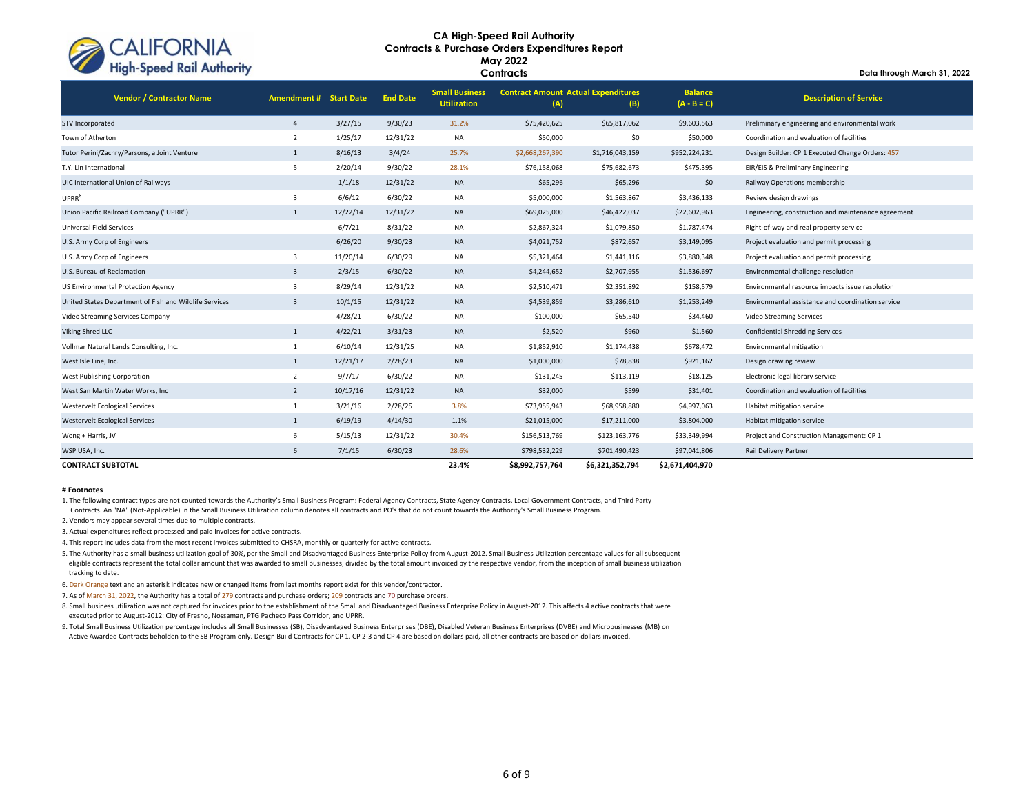# CA High-Speed Rail Authority
## Contracts & Purchase Orders Expenditures Report
## May 2022
## Contracts

Data through March 31, 2022

| Vendor / Contractor Name | Amendment # | Start Date | End Date | Small Business Utilization | Contract Amount (A) | Actual Expenditures (B) | Balance (A - B = C) | Description of Service |
|---|---|---|---|---|---|---|---|---|
| STV Incorporated | 4 | 3/27/15 | 9/30/23 | 31.2% | $75,420,625 | $65,817,062 | $9,603,563 | Preliminary engineering and environmental work |
| Town of Atherton | 2 | 1/25/17 | 12/31/22 | NA | $50,000 | $0 | $50,000 | Coordination and evaluation of facilities |
| Tutor Perini/Zachry/Parsons, a Joint Venture | 1 | 8/16/13 | 3/4/24 | 25.7% | $2,668,267,390 | $1,716,043,159 | $952,224,231 | Design Builder: CP 1 Executed Change Orders: 457 |
| T.Y. Lin International | 5 | 2/20/14 | 9/30/22 | 28.1% | $76,158,068 | $75,682,673 | $475,395 | EIR/EIS & Preliminary Engineering |
| UIC International Union of Railways | | 1/1/18 | 12/31/22 | NA | $65,296 | $65,296 | $0 | Railway Operations membership |
| UPRR[8] | 3 | 6/6/12 | 6/30/22 | NA | $5,000,000 | $1,563,867 | $3,436,133 | Review design drawings |
| Union Pacific Railroad Company ("UPRR") | 1 | 12/22/14 | 12/31/22 | NA | $69,025,000 | $46,422,037 | $22,602,963 | Engineering, construction and maintenance agreement |
| Universal Field Services | | 6/7/21 | 8/31/22 | NA | $2,867,324 | $1,079,850 | $1,787,474 | Right-of-way and real property service |
| U.S. Army Corp of Engineers | | 6/26/20 | 9/30/23 | NA | $4,021,752 | $872,657 | $3,149,095 | Project evaluation and permit processing |
| U.S. Army Corp of Engineers | 3 | 11/20/14 | 6/30/29 | NA | $5,321,464 | $1,441,116 | $3,880,348 | Project evaluation and permit processing |
| U.S. Bureau of Reclamation | 3 | 2/3/15 | 6/30/22 | NA | $4,244,652 | $2,707,955 | $1,536,697 | Environmental challenge resolution |
| US Environmental Protection Agency | 3 | 8/29/14 | 12/31/22 | NA | $2,510,471 | $2,351,892 | $158,579 | Environmental resource impacts issue resolution |
| United States Department of Fish and Wildlife Services | 3 | 10/1/15 | 12/31/22 | NA | $4,539,859 | $3,286,610 | $1,253,249 | Environmental assistance and coordination service |
| Video Streaming Services Company | | 4/28/21 | 6/30/22 | NA | $100,000 | $65,540 | $34,460 | Video Streaming Services |
| Viking Shred LLC | 1 | 4/22/21 | 3/31/23 | NA | $2,520 | $960 | $1,560 | Confidential Shredding Services |
| Vollmar Natural Lands Consulting, Inc. | 1 | 6/10/14 | 12/31/25 | NA | $1,852,910 | $1,174,438 | $678,472 | Environmental mitigation |
| West Isle Line, Inc. | 1 | 12/21/17 | 2/28/23 | NA | $1,000,000 | $78,838 | $921,162 | Design drawing review |
| West Publishing Corporation | 2 | 9/7/17 | 6/30/22 | NA | $131,245 | $113,119 | $18,125 | Electronic legal library service |
| West San Martin Water Works, Inc | 2 | 10/17/16 | 12/31/22 | NA | $32,000 | $599 | $31,401 | Coordination and evaluation of facilities |
| Westervelt Ecological Services | 1 | 3/21/16 | 2/28/25 | 3.8% | $73,955,943 | $68,958,880 | $4,997,063 | Habitat mitigation service |
| Westervelt Ecological Services | 1 | 6/19/19 | 4/14/30 | 1.1% | $21,015,000 | $17,211,000 | $3,804,000 | Habitat mitigation service |
| Wong + Harris, JV | 6 | 5/15/13 | 12/31/22 | 30.4% | $156,513,769 | $123,163,776 | $33,349,994 | Project and Construction Management: CP 1 |
| WSP USA, Inc. | 6 | 7/1/15 | 6/30/23 | 28.6% | $798,532,229 | $701,490,423 | $97,041,806 | Rail Delivery Partner |
| **CONTRACT SUBTOTAL** | | | | **23.4%** | **$8,992,757,764** | **$6,321,352,794** | **$2,671,404,970** | |

**# Footnotes**

1. The following contract types are not counted towards the Authority's Small Business Program: Federal Agency Contracts, State Agency Contracts, Local Government Contracts, and Third Party Contracts. An "NA" (Not-Applicable) in the Small Business Utilization column denotes all contracts and PO's that do not count towards the Authority's Small Business Program.
2. Vendors may appear several times due to multiple contracts.
3. Actual expenditures reflect processed and paid invoices for active contracts.
4. This report includes data from the most recent invoices submitted to CHSRA, monthly or quarterly for active contracts.
5. The Authority has a small business utilization goal of 30%, per the Small and Disadvantaged Business Enterprise Policy from August-2012. Small Business Utilization percentage values for all subsequent eligible contracts represent the total dollar amount that was awarded to small businesses, divided by the total amount invoiced by the respective vendor, from the inception of small business utilization tracking to date.
6. Dark Orange text and an asterisk indicates new or changed items from last months report exist for this vendor/contractor.
7. As of March 31, 2022, the Authority has a total of 279 contracts and purchase orders; 209 contracts and 70 purchase orders.
8. Small business utilization was not captured for invoices prior to the establishment of the Small and Disadvantaged Business Enterprise Policy in August-2012. This affects 4 active contracts that were executed prior to August-2012: City of Fresno, Nossaman, PTG Pacheco Pass Corridor, and UPRR.
9. Total Small Business Utilization percentage includes all Small Businesses (SB), Disadvantaged Business Enterprises (DBE), Disabled Veteran Business Enterprises (DVBE) and Microbusinesses (MB) on Active Awarded Contracts beholden to the SB Program only. Design Build Contracts for CP 1, CP 2-3 and CP 4 are based on dollars paid, all other contracts are based on dollars invoiced.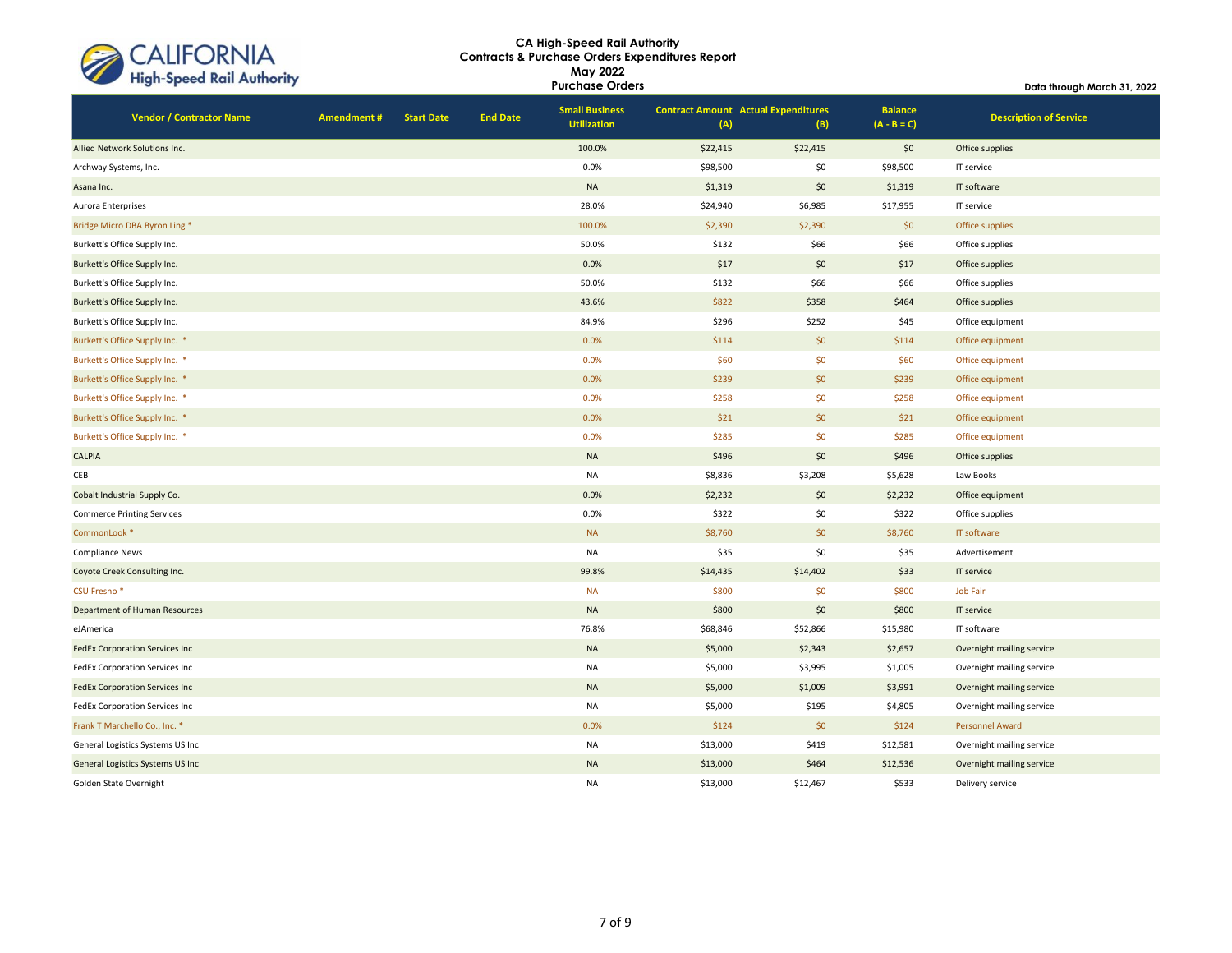# CA High-Speed Rail Authority
## Contracts & Purchase Orders Expenditures Report
### May 2022
### Purchase Orders

Data through March 31, 2022

| Vendor / Contractor Name | Amendment # | Start Date | End Date | Small Business Utilization | Contract Amount (A) | Actual Expenditures (B) | Balance (A - B = C) | Description of Service |
|---|---|---|---|---|---|---|---|---|
| Allied Network Solutions Inc. | | | | 100.0% | $22,415 | $22,415 | $0 | Office supplies |
| Archway Systems, Inc. | | | | 0.0% | $98,500 | $0 | $98,500 | IT service |
| Asana Inc. | | | | NA | $1,319 | $0 | $1,319 | IT software |
| Aurora Enterprises | | | | 28.0% | $24,940 | $6,985 | $17,955 | IT service |
| Bridge Micro DBA Byron Ling * | | | | 100.0% | $2,390 | $2,390 | $0 | Office supplies |
| Burkett's Office Supply Inc. | | | | 50.0% | $132 | $66 | $66 | Office supplies |
| Burkett's Office Supply Inc. | | | | 0.0% | $17 | $0 | $17 | Office supplies |
| Burkett's Office Supply Inc. | | | | 50.0% | $132 | $66 | $66 | Office supplies |
| Burkett's Office Supply Inc. | | | | 43.6% | $822 | $358 | $464 | Office supplies |
| Burkett's Office Supply Inc. | | | | 84.9% | $296 | $252 | $45 | Office equipment |
| Burkett's Office Supply Inc. * | | | | 0.0% | $114 | $0 | $114 | Office equipment |
| Burkett's Office Supply Inc. * | | | | 0.0% | $60 | $0 | $60 | Office equipment |
| Burkett's Office Supply Inc. * | | | | 0.0% | $239 | $0 | $239 | Office equipment |
| Burkett's Office Supply Inc. * | | | | 0.0% | $258 | $0 | $258 | Office equipment |
| Burkett's Office Supply Inc. * | | | | 0.0% | $21 | $0 | $21 | Office equipment |
| Burkett's Office Supply Inc. * | | | | 0.0% | $285 | $0 | $285 | Office equipment |
| CALPIA | | | | NA | $496 | $0 | $496 | Office supplies |
| CEB | | | | NA | $8,836 | $3,208 | $5,628 | Law Books |
| Cobalt Industrial Supply Co. | | | | 0.0% | $2,232 | $0 | $2,232 | Office equipment |
| Commerce Printing Services | | | | 0.0% | $322 | $0 | $322 | Office supplies |
| CommonLook * | | | | NA | $8,760 | $0 | $8,760 | IT software |
| Compliance News | | | | NA | $35 | $0 | $35 | Advertisement |
| Coyote Creek Consulting Inc. | | | | 99.8% | $14,435 | $14,402 | $33 | IT service |
| CSU Fresno * | | | | NA | $800 | $0 | $800 | Job Fair |
| Department of Human Resources | | | | NA | $800 | $0 | $800 | IT service |
| eJAmerica | | | | 76.8% | $68,846 | $52,866 | $15,980 | IT software |
| FedEx Corporation Services Inc | | | | NA | $5,000 | $2,343 | $2,657 | Overnight mailing service |
| FedEx Corporation Services Inc | | | | NA | $5,000 | $3,995 | $1,005 | Overnight mailing service |
| FedEx Corporation Services Inc | | | | NA | $5,000 | $1,009 | $3,991 | Overnight mailing service |
| FedEx Corporation Services Inc | | | | NA | $5,000 | $195 | $4,805 | Overnight mailing service |
| Frank T Marchello Co., Inc. * | | | | 0.0% | $124 | $0 | $124 | Personnel Award |
| General Logistics Systems US Inc | | | | NA | $13,000 | $419 | $12,581 | Overnight mailing service |
| General Logistics Systems US Inc | | | | NA | $13,000 | $464 | $12,536 | Overnight mailing service |
| Golden State Overnight | | | | NA | $13,000 | $12,467 | $533 | Delivery service |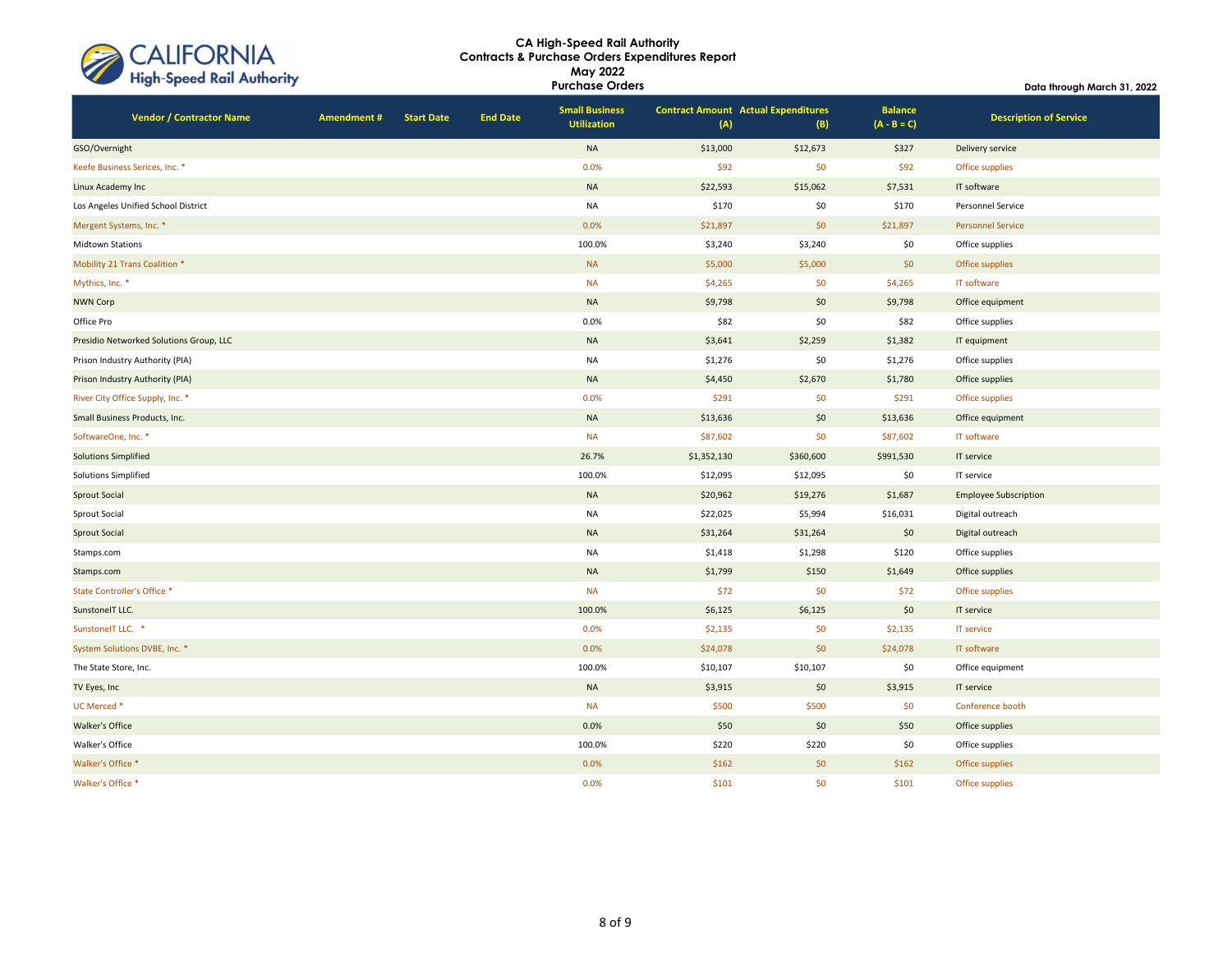# CA High-Speed Rail Authority
## Contracts & Purchase Orders Expenditures Report
## May 2022
## Purchase Orders

Data through March 31, 2022

| Vendor / Contractor Name | Amendment # | Start Date | End Date | Small Business Utilization | Contract Amount (A) | Actual Expenditures (B) | Balance (A - B = C) | Description of Service |
|---|---|---|---|---|---|---|---|---|
| GSO/Overnight | | | | NA | $13,000 | $12,673 | $327 | Delivery service |
| Keefe Business Serices, Inc. * | | | | 0.0% | $92 | $0 | $92 | Office supplies |
| Linux Academy Inc | | | | NA | $22,593 | $15,062 | $7,531 | IT software |
| Los Angeles Unified School District | | | | NA | $170 | $0 | $170 | Personnel Service |
| Mergent Systems, Inc. * | | | | 0.0% | $21,897 | $0 | $21,897 | Personnel Service |
| Midtown Stations | | | | 100.0% | $3,240 | $3,240 | $0 | Office supplies |
| Mobility 21 Trans Coalition * | | | | NA | $5,000 | $5,000 | $0 | Office supplies |
| Mythics, Inc. * | | | | NA | $4,265 | $0 | $4,265 | IT software |
| NWN Corp | | | | NA | $9,798 | $0 | $9,798 | Office equipment |
| Office Pro | | | | 0.0% | $82 | $0 | $82 | Office supplies |
| Presidio Networked Solutions Group, LLC | | | | NA | $3,641 | $2,259 | $1,382 | IT equipment |
| Prison Industry Authority (PIA) | | | | NA | $1,276 | $0 | $1,276 | Office supplies |
| Prison Industry Authority (PIA) | | | | NA | $4,450 | $2,670 | $1,780 | Office supplies |
| River City Office Supply, Inc. * | | | | 0.0% | $291 | $0 | $291 | Office supplies |
| Small Business Products, Inc. | | | | NA | $13,636 | $0 | $13,636 | Office equipment |
| SoftwareOne, Inc. * | | | | NA | $87,602 | $0 | $87,602 | IT software |
| Solutions Simplified | | | | 26.7% | $1,352,130 | $360,600 | $991,530 | IT service |
| Solutions Simplified | | | | 100.0% | $12,095 | $12,095 | $0 | IT service |
| Sprout Social | | | | NA | $20,962 | $19,276 | $1,687 | Employee Subscription |
| Sprout Social | | | | NA | $22,025 | $5,994 | $16,031 | Digital outreach |
| Sprout Social | | | | NA | $31,264 | $31,264 | $0 | Digital outreach |
| Stamps.com | | | | NA | $1,418 | $1,298 | $120 | Office supplies |
| Stamps.com | | | | NA | $1,799 | $150 | $1,649 | Office supplies |
| State Controller's Office * | | | | NA | $72 | $0 | $72 | Office supplies |
| SunstoneIT LLC. | | | | 100.0% | $6,125 | $6,125 | $0 | IT service |
| SunstoneIT LLC. * | | | | 0.0% | $2,135 | $0 | $2,135 | IT service |
| System Solutions DVBE, Inc. * | | | | 0.0% | $24,078 | $0 | $24,078 | IT software |
| The State Store, Inc. | | | | 100.0% | $10,107 | $10,107 | $0 | Office equipment |
| TV Eyes, Inc | | | | NA | $3,915 | $0 | $3,915 | IT service |
| UC Merced * | | | | NA | $500 | $500 | $0 | Conference booth |
| Walker's Office | | | | 0.0% | $50 | $0 | $50 | Office supplies |
| Walker's Office | | | | 100.0% | $220 | $220 | $0 | Office supplies |
| Walker's Office * | | | | 0.0% | $162 | $0 | $162 | Office supplies |
| Walker's Office * | | | | 0.0% | $101 | $0 | $101 | Office supplies |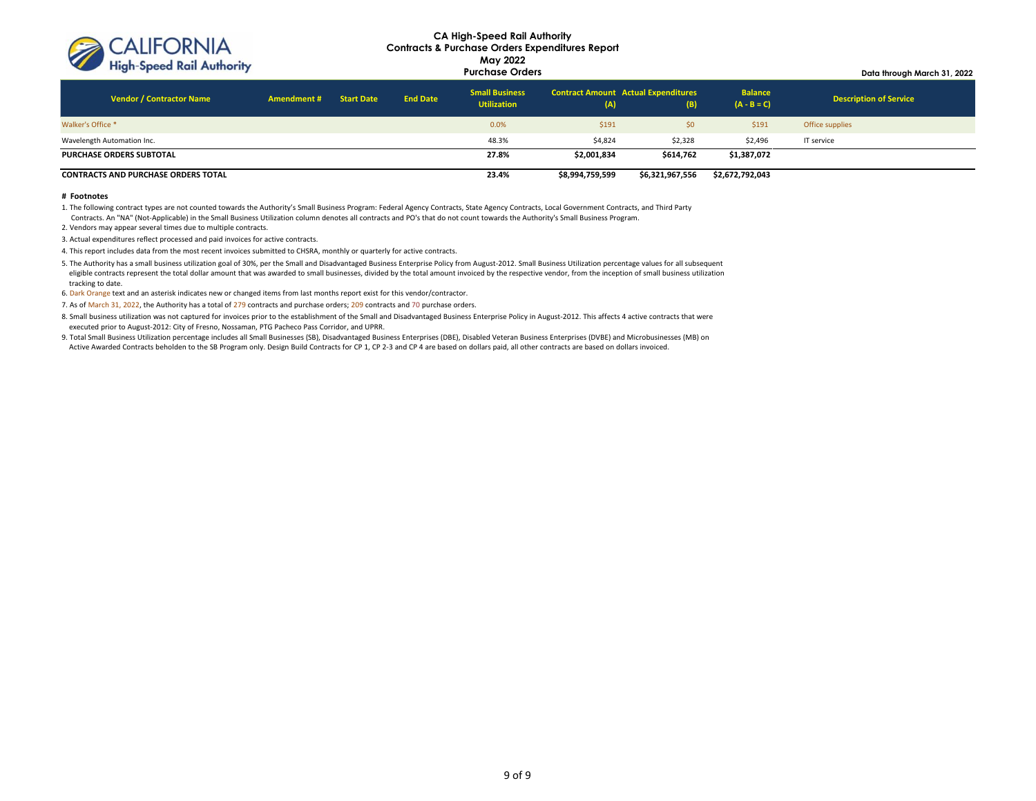**CA High-Speed Rail Authority**
**Contracts & Purchase Orders Expenditures Report**
**May 2022**
**Purchase Orders**

**Data through March 31, 2022**

| Vendor / Contractor Name | Amendment # | Start Date | End Date | Small Business Utilization | Contract Amount (A) | Actual Expenditures (B) | Balance (A - B = C) | Description of Service |
|---|---|---|---|---|---|---|---|---|
| Walker's Office * | | | | 0.0% | $191 | $0 | $191 | Office supplies |
| Wavelength Automation Inc. | | | | 48.3% | $4,824 | $2,328 | $2,496 | IT service |
| **PURCHASE ORDERS SUBTOTAL** | | | | **27.8%** | **$2,001,834** | **$614,762** | **$1,387,072** | |
| **CONTRACTS AND PURCHASE ORDERS TOTAL** | | | | **23.4%** | **$8,994,759,599** | **$6,321,967,556** | **$2,672,792,043** | |

**# Footnotes**

1. The following contract types are not counted towards the Authority's Small Business Program: Federal Agency Contracts, State Agency Contracts, Local Government Contracts, and Third Party Contracts. An "NA" (Not-Applicable) in the Small Business Utilization column denotes all contracts and PO's that do not count towards the Authority's Small Business Program.
2. Vendors may appear several times due to multiple contracts.
3. Actual expenditures reflect processed and paid invoices for active contracts.
4. This report includes data from the most recent invoices submitted to CHSRA, monthly or quarterly for active contracts.
5. The Authority has a small business utilization goal of 30%, per the Small and Disadvantaged Business Enterprise Policy from August-2012. Small Business Utilization percentage values for all subsequent eligible contracts represent the total dollar amount that was awarded to small businesses, divided by the total amount invoiced by the respective vendor, from the inception of small business utilization tracking to date.
6. Dark Orange text and an asterisk indicates new or changed items from last months report exist for this vendor/contractor.
7. As of March 31, 2022, the Authority has a total of 279 contracts and purchase orders; 209 contracts and 70 purchase orders.
8. Small business utilization was not captured for invoices prior to the establishment of the Small and Disadvantaged Business Enterprise Policy in August-2012. This affects 4 active contracts that were executed prior to August-2012: City of Fresno, Nossaman, PTG Pacheco Pass Corridor, and UPRR.
9. Total Small Business Utilization percentage includes all Small Businesses (SB), Disadvantaged Business Enterprises (DBE), Disabled Veteran Business Enterprises (DVBE) and Microbusinesses (MB) on Active Awarded Contracts beholden to the SB Program only. Design Build Contracts for CP 1, CP 2-3 and CP 4 are based on dollars paid, all other contracts are based on dollars invoiced.